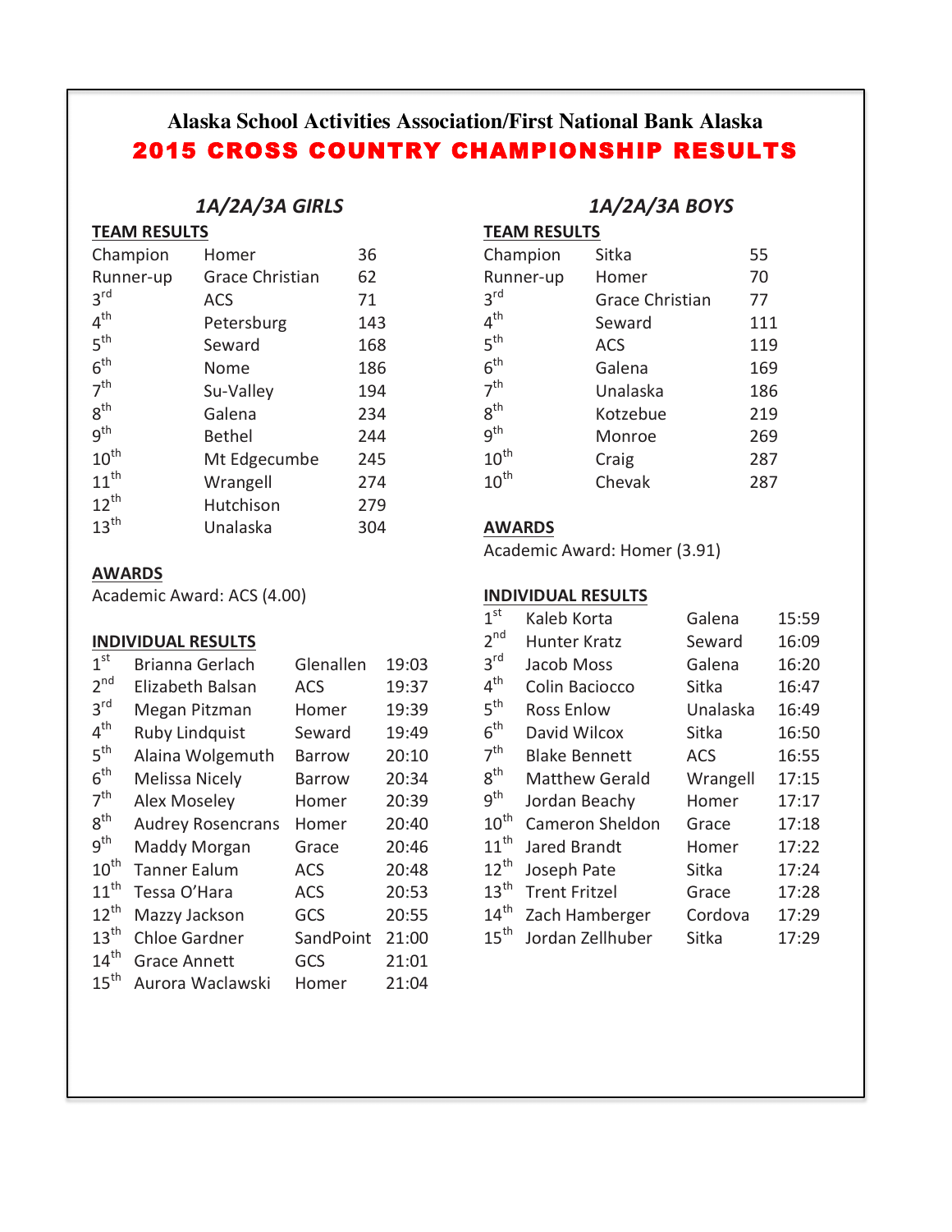# Alaska School Activities Association/First National Bank Alaska

## 2015 CROSS COUNTRY CHAMPIONSHIP RESULTS

### *1A/2A/3A GIRLS*

**TEAM RESULTS**

| Place | Team | Score |
| --- | --- | --- |
| Champion | Homer | 36 |
| Runner-up | Grace Christian | 62 |
| 3rd | ACS | 71 |
| 4th | Petersburg | 143 |
| 5th | Seward | 168 |
| 6th | Nome | 186 |
| 7th | Su-Valley | 194 |
| 8th | Galena | 234 |
| 9th | Bethel | 244 |
| 10th | Mt Edgecumbe | 245 |
| 11th | Wrangell | 274 |
| 12th | Hutchison | 279 |
| 13th | Unalaska | 304 |

**AWARDS**

Academic Award: ACS (4.00)

**INDIVIDUAL RESULTS**

| Place | Name | School | Time |
| --- | --- | --- | --- |
| 1st | Brianna Gerlach | Glenallen | 19:03 |
| 2nd | Elizabeth Balsan | ACS | 19:37 |
| 3rd | Megan Pitzman | Homer | 19:39 |
| 4th | Ruby Lindquist | Seward | 19:49 |
| 5th | Alaina Wolgemuth | Barrow | 20:10 |
| 6th | Melissa Nicely | Barrow | 20:34 |
| 7th | Alex Moseley | Homer | 20:39 |
| 8th | Audrey Rosencrans | Homer | 20:40 |
| 9th | Maddy Morgan | Grace | 20:46 |
| 10th | Tanner Ealum | ACS | 20:48 |
| 11th | Tessa O'Hara | ACS | 20:53 |
| 12th | Mazzy Jackson | GCS | 20:55 |
| 13th | Chloe Gardner | SandPoint | 21:00 |
| 14th | Grace Annett | GCS | 21:01 |
| 15th | Aurora Waclawski | Homer | 21:04 |

### *1A/2A/3A BOYS*

**TEAM RESULTS**

| Place | Team | Score |
| --- | --- | --- |
| Champion | Sitka | 55 |
| Runner-up | Homer | 70 |
| 3rd | Grace Christian | 77 |
| 4th | Seward | 111 |
| 5th | ACS | 119 |
| 6th | Galena | 169 |
| 7th | Unalaska | 186 |
| 8th | Kotzebue | 219 |
| 9th | Monroe | 269 |
| 10th | Craig | 287 |
| 10th | Chevak | 287 |

**AWARDS**

Academic Award: Homer (3.91)

**INDIVIDUAL RESULTS**

| Place | Name | School | Time |
| --- | --- | --- | --- |
| 1st | Kaleb Korta | Galena | 15:59 |
| 2nd | Hunter Kratz | Seward | 16:09 |
| 3rd | Jacob Moss | Galena | 16:20 |
| 4th | Colin Baciocco | Sitka | 16:47 |
| 5th | Ross Enlow | Unalaska | 16:49 |
| 6th | David Wilcox | Sitka | 16:50 |
| 7th | Blake Bennett | ACS | 16:55 |
| 8th | Matthew Gerald | Wrangell | 17:15 |
| 9th | Jordan Beachy | Homer | 17:17 |
| 10th | Cameron Sheldon | Grace | 17:18 |
| 11th | Jared Brandt | Homer | 17:22 |
| 12th | Joseph Pate | Sitka | 17:24 |
| 13th | Trent Fritzel | Grace | 17:28 |
| 14th | Zach Hamberger | Cordova | 17:29 |
| 15th | Jordan Zellhuber | Sitka | 17:29 |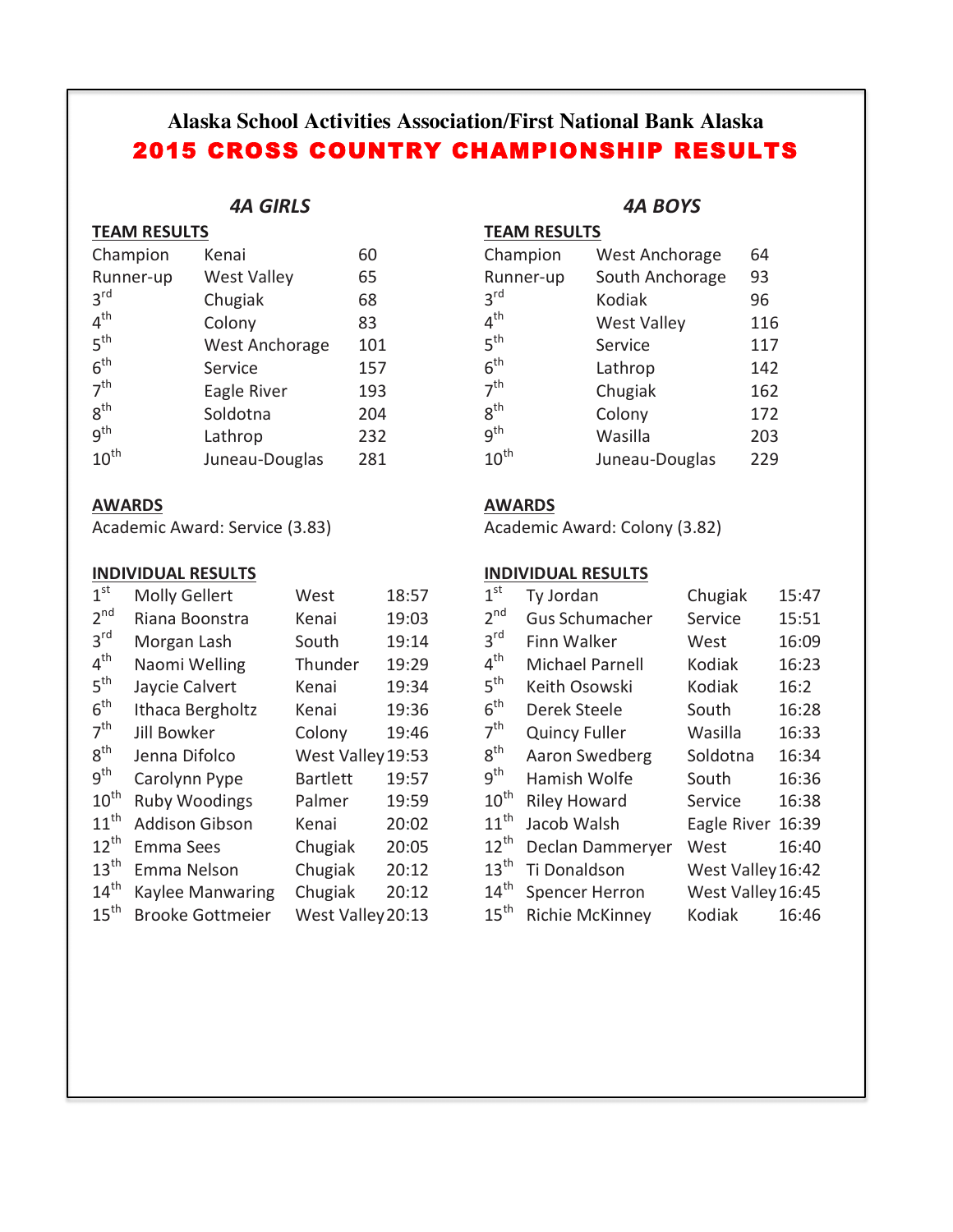**Alaska School Activities Association/First National Bank Alaska**

# 2015 CROSS COUNTRY CHAMPIONSHIP RESULTS

## *4A GIRLS*

**TEAM RESULTS**

| | | |
|---|---|---|
| Champion | Kenai | 60 |
| Runner-up | West Valley | 65 |
| 3rd | Chugiak | 68 |
| 4th | Colony | 83 |
| 5th | West Anchorage | 101 |
| 6th | Service | 157 |
| 7th | Eagle River | 193 |
| 8th | Soldotna | 204 |
| 9th | Lathrop | 232 |
| 10th | Juneau-Douglas | 281 |

**AWARDS**

Academic Award: Service (3.83)

**INDIVIDUAL RESULTS**

| | | | |
|---|---|---|---|
| 1st | Molly Gellert | West | 18:57 |
| 2nd | Riana Boonstra | Kenai | 19:03 |
| 3rd | Morgan Lash | South | 19:14 |
| 4th | Naomi Welling | Thunder | 19:29 |
| 5th | Jaycie Calvert | Kenai | 19:34 |
| 6th | Ithaca Bergholtz | Kenai | 19:36 |
| 7th | Jill Bowker | Colony | 19:46 |
| 8th | Jenna Difolco | West Valley | 19:53 |
| 9th | Carolynn Pype | Bartlett | 19:57 |
| 10th | Ruby Woodings | Palmer | 19:59 |
| 11th | Addison Gibson | Kenai | 20:02 |
| 12th | Emma Sees | Chugiak | 20:05 |
| 13th | Emma Nelson | Chugiak | 20:12 |
| 14th | Kaylee Manwaring | Chugiak | 20:12 |
| 15th | Brooke Gottmeier | West Valley | 20:13 |

## *4A BOYS*

**TEAM RESULTS**

| | | |
|---|---|---|
| Champion | West Anchorage | 64 |
| Runner-up | South Anchorage | 93 |
| 3rd | Kodiak | 96 |
| 4th | West Valley | 116 |
| 5th | Service | 117 |
| 6th | Lathrop | 142 |
| 7th | Chugiak | 162 |
| 8th | Colony | 172 |
| 9th | Wasilla | 203 |
| 10th | Juneau-Douglas | 229 |

**AWARDS**

Academic Award: Colony (3.82)

**INDIVIDUAL RESULTS**

| | | | |
|---|---|---|---|
| 1st | Ty Jordan | Chugiak | 15:47 |
| 2nd | Gus Schumacher | Service | 15:51 |
| 3rd | Finn Walker | West | 16:09 |
| 4th | Michael Parnell | Kodiak | 16:23 |
| 5th | Keith Osowski | Kodiak | 16:2 |
| 6th | Derek Steele | South | 16:28 |
| 7th | Quincy Fuller | Wasilla | 16:33 |
| 8th | Aaron Swedberg | Soldotna | 16:34 |
| 9th | Hamish Wolfe | South | 16:36 |
| 10th | Riley Howard | Service | 16:38 |
| 11th | Jacob Walsh | Eagle River | 16:39 |
| 12th | Declan Dammeryer | West | 16:40 |
| 13th | Ti Donaldson | West Valley | 16:42 |
| 14th | Spencer Herron | West Valley | 16:45 |
| 15th | Richie McKinney | Kodiak | 16:46 |